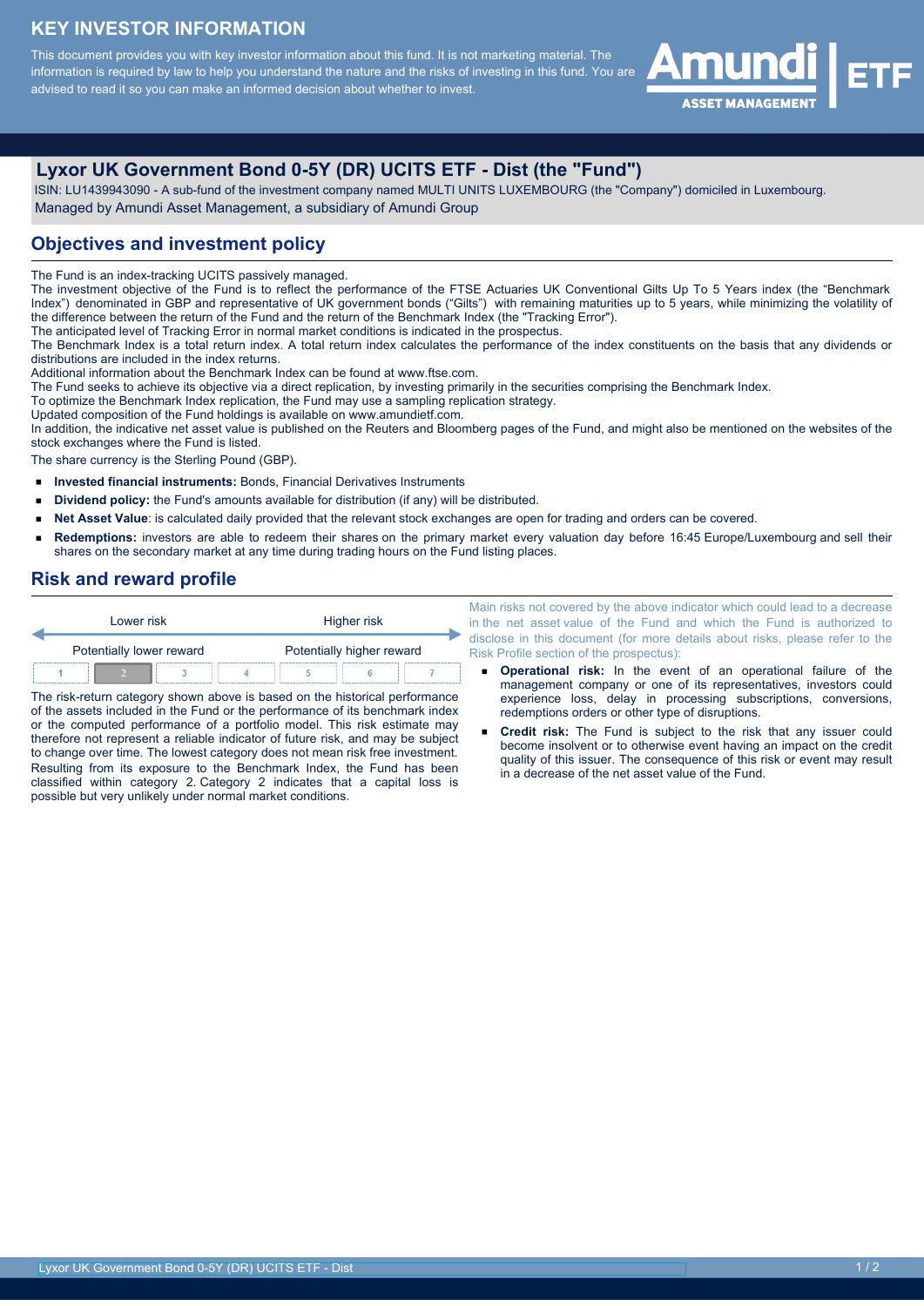# KEY INVESTOR INFORMATION

This document provides you with key investor information about this fund. It is not marketing material. The information is required by law to help you understand the nature and the risks of investing in this fund. You are advised to read it so you can make an informed decision about whether to invest.

## Lyxor UK Government Bond 0-5Y (DR) UCITS ETF - Dist (the "Fund")

ISIN: LU1439943090 - A sub-fund of the investment company named MULTI UNITS LUXEMBOURG (the "Company") domiciled in Luxembourg.
Managed by Amundi Asset Management, a subsidiary of Amundi Group

## Objectives and investment policy

The Fund is an index-tracking UCITS passively managed.
The investment objective of the Fund is to reflect the performance of the FTSE Actuaries UK Conventional Gilts Up To 5 Years index (the "Benchmark Index") denominated in GBP and representative of UK government bonds ("Gilts") with remaining maturities up to 5 years, while minimizing the volatility of the difference between the return of the Fund and the return of the Benchmark Index (the "Tracking Error").
The anticipated level of Tracking Error in normal market conditions is indicated in the prospectus.
The Benchmark Index is a total return index. A total return index calculates the performance of the index constituents on the basis that any dividends or distributions are included in the index returns.
Additional information about the Benchmark Index can be found at www.ftse.com.
The Fund seeks to achieve its objective via a direct replication, by investing primarily in the securities comprising the Benchmark Index.
To optimize the Benchmark Index replication, the Fund may use a sampling replication strategy.
Updated composition of the Fund holdings is available on www.amundietf.com.
In addition, the indicative net asset value is published on the Reuters and Bloomberg pages of the Fund, and might also be mentioned on the websites of the stock exchanges where the Fund is listed.
The share currency is the Sterling Pound (GBP).

- **Invested financial instruments:** Bonds, Financial Derivatives Instruments
- **Dividend policy:** the Fund's amounts available for distribution (if any) will be distributed.
- **Net Asset Value**: is calculated daily provided that the relevant stock exchanges are open for trading and orders can be covered.
- **Redemptions:** investors are able to redeem their shares on the primary market every valuation day before 16:45 Europe/Luxembourg and sell their shares on the secondary market at any time during trading hours on the Fund listing places.

## Risk and reward profile

| Lower risk | | | | | | Higher risk |
|---|---|---|---|---|---|---|
| Potentially lower reward | | | | | | Potentially higher reward |
| 1 | **2** | 3 | 4 | 5 | 6 | 7 |

The risk-return category shown above is based on the historical performance of the assets included in the Fund or the performance of its benchmark index or the computed performance of a portfolio model. This risk estimate may therefore not represent a reliable indicator of future risk, and may be subject to change over time. The lowest category does not mean risk free investment.
Resulting from its exposure to the Benchmark Index, the Fund has been classified within category 2. Category 2 indicates that a capital loss is possible but very unlikely under normal market conditions.

Main risks not covered by the above indicator which could lead to a decrease in the net asset value of the Fund and which the Fund is authorized to disclose in this document (for more details about risks, please refer to the Risk Profile section of the prospectus):

- **Operational risk:** In the event of an operational failure of the management company or one of its representatives, investors could experience loss, delay in processing subscriptions, conversions, redemptions orders or other type of disruptions.
- **Credit risk:** The Fund is subject to the risk that any issuer could become insolvent or to otherwise event having an impact on the credit quality of this issuer. The consequence of this risk or event may result in a decrease of the net asset value of the Fund.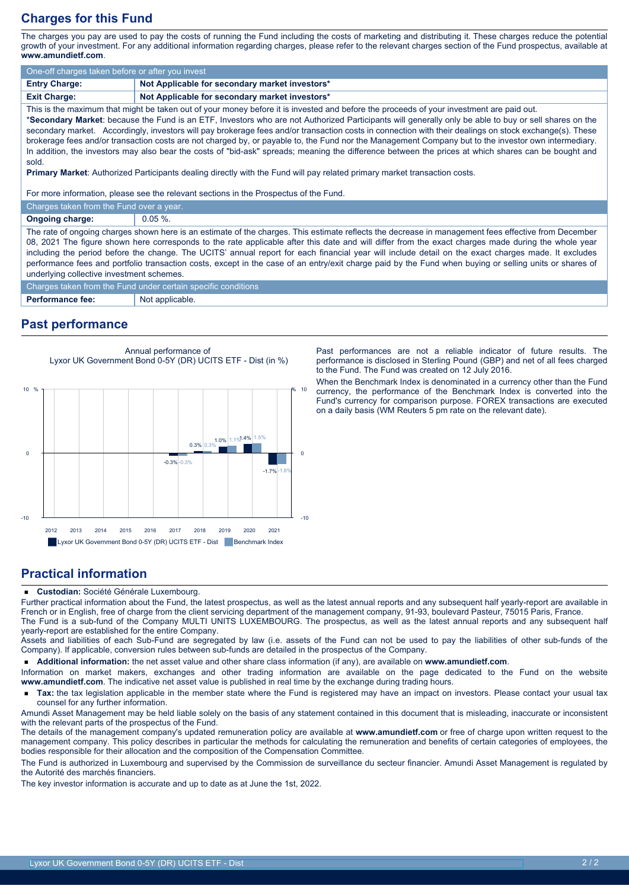## Charges for this Fund

The charges you pay are used to pay the costs of running the Fund including the costs of marketing and distributing it. These charges reduce the potential growth of your investment. For any additional information regarding charges, please refer to the relevant charges section of the Fund prospectus, available at **www.amundietf.com**.

| One-off charges taken before or after you invest | |
|---|---|
| **Entry Charge:** | **Not Applicable for secondary market investors*** |
| **Exit Charge:** | **Not Applicable for secondary market investors*** |

This is the maximum that might be taken out of your money before it is invested and before the proceeds of your investment are paid out.
\***Secondary Market**: because the Fund is an ETF, Investors who are not Authorized Participants will generally only be able to buy or sell shares on the secondary market. Accordingly, investors will pay brokerage fees and/or transaction costs in connection with their dealings on stock exchange(s). These brokerage fees and/or transaction costs are not charged by, or payable to, the Fund nor the Management Company but to the investor own intermediary. In addition, the investors may also bear the costs of "bid-ask" spreads; meaning the difference between the prices at which shares can be bought and sold.
**Primary Market**: Authorized Participants dealing directly with the Fund will pay related primary market transaction costs.

For more information, please see the relevant sections in the Prospectus of the Fund.

| Charges taken from the Fund over a year. | |
|---|---|
| **Ongoing charge:** | 0.05 %. |

The rate of ongoing charges shown here is an estimate of the charges. This estimate reflects the decrease in management fees effective from December 08, 2021 The figure shown here corresponds to the rate applicable after this date and will differ from the exact charges made during the whole year including the period before the change. The UCITS' annual report for each financial year will include detail on the exact charges made. It excludes performance fees and portfolio transaction costs, except in the case of an entry/exit charge paid by the Fund when buying or selling units or shares of underlying collective investment schemes.

| Charges taken from the Fund under certain specific conditions | |
|---|---|
| **Performance fee:** | Not applicable. |

## Past performance

Annual performance of
Lyxor UK Government Bond 0-5Y (DR) UCITS ETF - Dist (in %)

10 %
0
-10
2012 2013 2014 2015 2016 2017 2018 2019 2020 2021
-0.3% -0.3%
0.3% 0.3%
1.0% 1.1%
1.4% 1.5%
-1.7% -1.6%
Lyxor UK Government Bond 0-5Y (DR) UCITS ETF - Dist
Benchmark Index

Past performances are not a reliable indicator of future results. The performance is disclosed in Sterling Pound (GBP) and net of all fees charged to the Fund. The Fund was created on 12 July 2016.

When the Benchmark Index is denominated in a currency other than the Fund currency, the performance of the Benchmark Index is converted into the Fund's currency for comparison purpose. FOREX transactions are executed on a daily basis (WM Reuters 5 pm rate on the relevant date).

## Practical information

- **Custodian:** Société Générale Luxembourg.

Further practical information about the Fund, the latest prospectus, as well as the latest annual reports and any subsequent half yearly-report are available in French or in English, free of charge from the client servicing department of the management company, 91-93, boulevard Pasteur, 75015 Paris, France.
The Fund is a sub-fund of the Company MULTI UNITS LUXEMBOURG. The prospectus, as well as the latest annual reports and any subsequent half yearly-report are established for the entire Company.
Assets and liabilities of each Sub-Fund are segregated by law (i.e. assets of the Fund can not be used to pay the liabilities of other sub-funds of the Company). If applicable, conversion rules between sub-funds are detailed in the prospectus of the Company.

- **Additional information:** the net asset value and other share class information (if any), are available on **www.amundietf.com**.

Information on market makers, exchanges and other trading information are available on the page dedicated to the Fund on the website **www.amundietf.com**. The indicative net asset value is published in real time by the exchange during trading hours.

- **Tax:** the tax legislation applicable in the member state where the Fund is registered may have an impact on investors. Please contact your usual tax counsel for any further information.

Amundi Asset Management may be held liable solely on the basis of any statement contained in this document that is misleading, inaccurate or inconsistent with the relevant parts of the prospectus of the Fund.
The details of the management company's updated remuneration policy are available at **www.amundietf.com** or free of charge upon written request to the management company. This policy describes in particular the methods for calculating the remuneration and benefits of certain categories of employees, the bodies responsible for their allocation and the composition of the Compensation Committee.
The Fund is authorized in Luxembourg and supervised by the Commission de surveillance du secteur financier. Amundi Asset Management is regulated by the Autorité des marchés financiers.
The key investor information is accurate and up to date as at June the 1st, 2022.